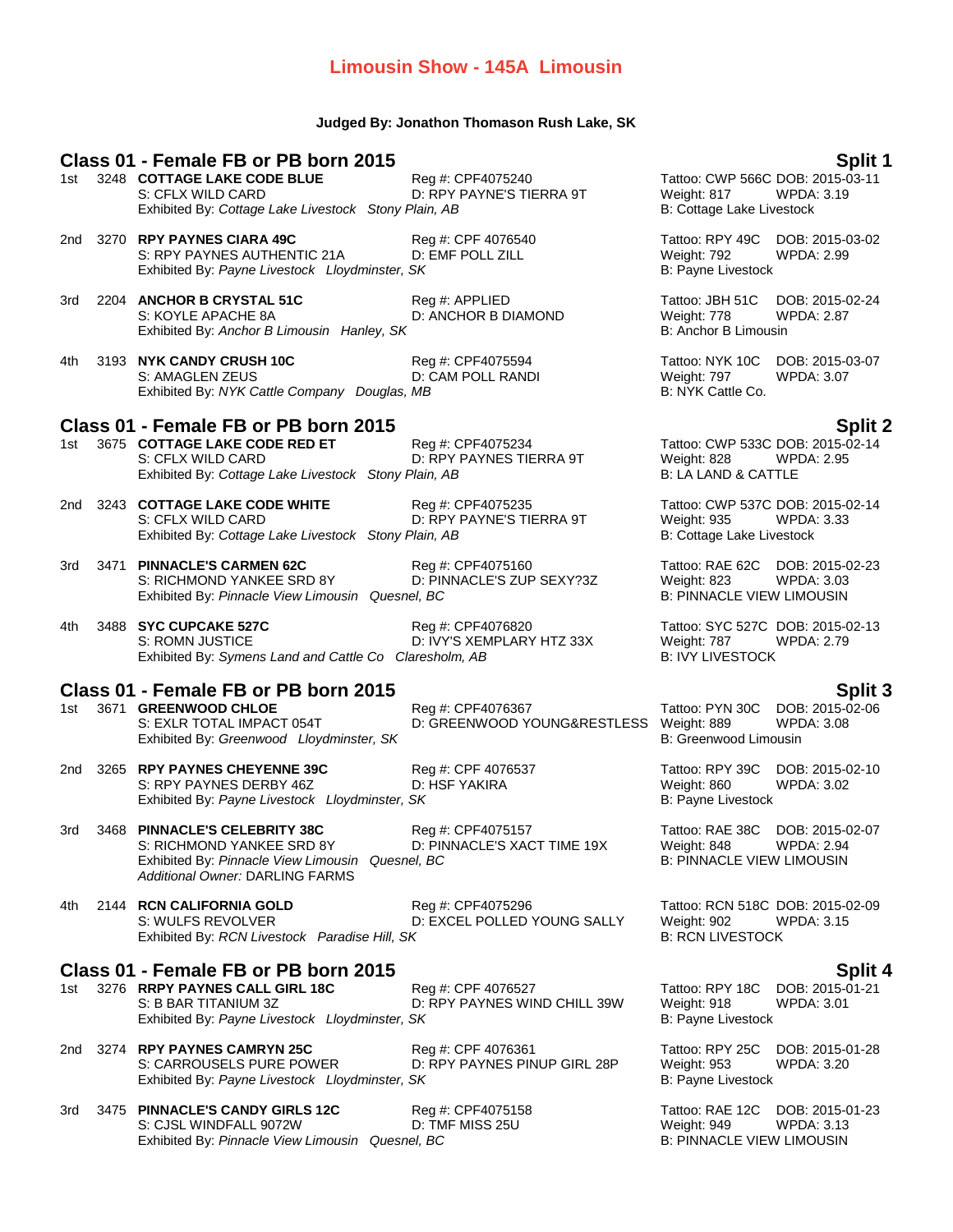# Limousin Show - 145A Limousin

**Judged By: Jonathon Thomason Rush Lake, SK**

## Class 01 - Female FB or PB born 2015 — Split 1

1st 3248 **COTTAGE LAKE CODE BLUE** Reg #: CPF4075240 Tattoo: CWP 566C DOB: 2015-03-11
S: CFLX WILD CARD D: RPY PAYNE'S TIERRA 9T Weight: 817 WPDA: 3.19
Exhibited By: *Cottage Lake Livestock Stony Plain, AB* B: Cottage Lake Livestock

2nd 3270 **RPY PAYNES CIARA 49C** Reg #: CPF 4076540 Tattoo: RPY 49C DOB: 2015-03-02
S: RPY PAYNES AUTHENTIC 21A D: EMF POLL ZILL Weight: 792 WPDA: 2.99
Exhibited By: *Payne Livestock Lloydminster, SK* B: Payne Livestock

3rd 2204 **ANCHOR B CRYSTAL 51C** Reg #: APPLIED Tattoo: JBH 51C DOB: 2015-02-24
S: KOYLE APACHE 8A D: ANCHOR B DIAMOND Weight: 778 WPDA: 2.87
Exhibited By: *Anchor B Limousin Hanley, SK* B: Anchor B Limousin

4th 3193 **NYK CANDY CRUSH 10C** Reg #: CPF4075594 Tattoo: NYK 10C DOB: 2015-03-07
S: AMAGLEN ZEUS D: CAM POLL RANDI Weight: 797 WPDA: 3.07
Exhibited By: *NYK Cattle Company Douglas, MB* B: NYK Cattle Co.

## Class 01 - Female FB or PB born 2015 — Split 2

1st 3675 **COTTAGE LAKE CODE RED ET** Reg #: CPF4075234 Tattoo: CWP 533C DOB: 2015-02-14
S: CFLX WILD CARD D: RPY PAYNES TIERRA 9T Weight: 828 WPDA: 2.95
Exhibited By: *Cottage Lake Livestock Stony Plain, AB* B: LA LAND & CATTLE

2nd 3243 **COTTAGE LAKE CODE WHITE** Reg #: CPF4075235 Tattoo: CWP 537C DOB: 2015-02-14
S: CFLX WILD CARD D: RPY PAYNE'S TIERRA 9T Weight: 935 WPDA: 3.33
Exhibited By: *Cottage Lake Livestock Stony Plain, AB* B: Cottage Lake Livestock

3rd 3471 **PINNACLE'S CARMEN 62C** Reg #: CPF4075160 Tattoo: RAE 62C DOB: 2015-02-23
S: RICHMOND YANKEE SRD 8Y D: PINNACLE'S ZUP SEXY?3Z Weight: 823 WPDA: 3.03
Exhibited By: *Pinnacle View Limousin Quesnel, BC* B: PINNACLE VIEW LIMOUSIN

4th 3488 **SYC CUPCAKE 527C** Reg #: CPF4076820 Tattoo: SYC 527C DOB: 2015-02-13
S: ROMN JUSTICE D: IVY'S XEMPLARY HTZ 33X Weight: 787 WPDA: 2.79
Exhibited By: *Symens Land and Cattle Co Claresholm, AB* B: IVY LIVESTOCK

## Class 01 - Female FB or PB born 2015 — Split 3

1st 3671 **GREENWOOD CHLOE** Reg #: CPF4076367 Tattoo: PYN 30C DOB: 2015-02-06
S: EXLR TOTAL IMPACT 054T D: GREENWOOD YOUNG&RESTLESS Weight: 889 WPDA: 3.08
Exhibited By: *Greenwood Lloydminster, SK* B: Greenwood Limousin

2nd 3265 **RPY PAYNES CHEYENNE 39C** Reg #: CPF 4076537 Tattoo: RPY 39C DOB: 2015-02-10
S: RPY PAYNES DERBY 46Z D: HSF YAKIRA Weight: 860 WPDA: 3.02
Exhibited By: *Payne Livestock Lloydminster, SK* B: Payne Livestock

3rd 3468 **PINNACLE'S CELEBRITY 38C** Reg #: CPF4075157 Tattoo: RAE 38C DOB: 2015-02-07
S: RICHMOND YANKEE SRD 8Y D: PINNACLE'S XACT TIME 19X Weight: 848 WPDA: 2.94
Exhibited By: *Pinnacle View Limousin Quesnel, BC* B: PINNACLE VIEW LIMOUSIN
*Additional Owner:* DARLING FARMS

4th 2144 **RCN CALIFORNIA GOLD** Reg #: CPF4075296 Tattoo: RCN 518C DOB: 2015-02-09
S: WULFS REVOLVER D: EXCEL POLLED YOUNG SALLY Weight: 902 WPDA: 3.15
Exhibited By: *RCN Livestock Paradise Hill, SK* B: RCN LIVESTOCK

## Class 01 - Female FB or PB born 2015 — Split 4

1st 3276 **RRPY PAYNES CALL GIRL 18C** Reg #: CPF 4076527 Tattoo: RPY 18C DOB: 2015-01-21
S: B BAR TITANIUM 3Z D: RPY PAYNES WIND CHILL 39W Weight: 918 WPDA: 3.01
Exhibited By: *Payne Livestock Lloydminster, SK* B: Payne Livestock

2nd 3274 **RPY PAYNES CAMRYN 25C** Reg #: CPF 4076361 Tattoo: RPY 25C DOB: 2015-01-28
S: CARROUSELS PURE POWER D: RPY PAYNES PINUP GIRL 28P Weight: 953 WPDA: 3.20
Exhibited By: *Payne Livestock Lloydminster, SK* B: Payne Livestock

3rd 3475 **PINNACLE'S CANDY GIRLS 12C** Reg #: CPF4075158 Tattoo: RAE 12C DOB: 2015-01-23
S: CJSL WINDFALL 9072W D: TMF MISS 25U Weight: 949 WPDA: 3.13
Exhibited By: *Pinnacle View Limousin Quesnel, BC* B: PINNACLE VIEW LIMOUSIN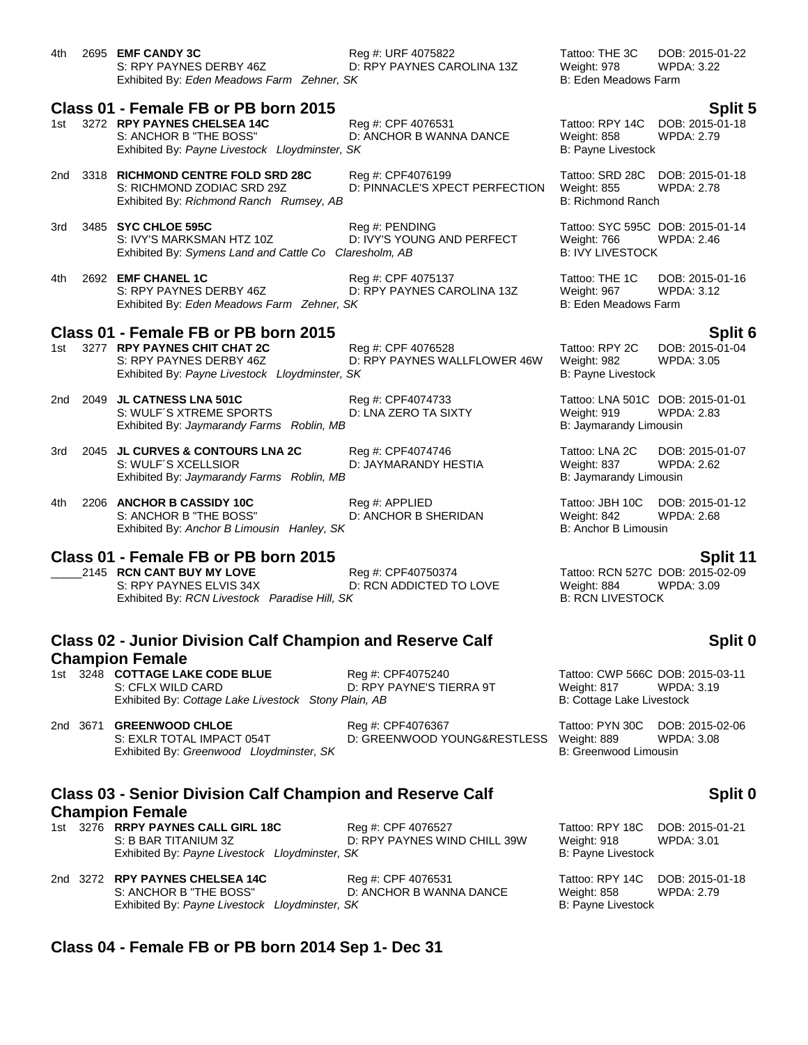4th 2695 **EMF CANDY 3C** Reg #: URF 4075822 Tattoo: THE 3C DOB: 2015-01-22
S: RPY PAYNES DERBY 46Z D: RPY PAYNES CAROLINA 13Z Weight: 978 WPDA: 3.22
Exhibited By: *Eden Meadows Farm Zehner, SK* B: Eden Meadows Farm

## Class 01 - Female FB or PB born 2015 — Split 5

1st 3272 **RPY PAYNES CHELSEA 14C** Reg #: CPF 4076531 Tattoo: RPY 14C DOB: 2015-01-18
S: ANCHOR B "THE BOSS" D: ANCHOR B WANNA DANCE Weight: 858 WPDA: 2.79
Exhibited By: *Payne Livestock Lloydminster, SK* B: Payne Livestock

2nd 3318 **RICHMOND CENTRE FOLD SRD 28C** Reg #: CPF4076199 Tattoo: SRD 28C DOB: 2015-01-18
S: RICHMOND ZODIAC SRD 29Z D: PINNACLE'S XPECT PERFECTION Weight: 855 WPDA: 2.78
Exhibited By: *Richmond Ranch Rumsey, AB* B: Richmond Ranch

3rd 3485 **SYC CHLOE 595C** Reg #: PENDING Tattoo: SYC 595C DOB: 2015-01-14
S: IVY'S MARKSMAN HTZ 10Z D: IVY'S YOUNG AND PERFECT Weight: 766 WPDA: 2.46
Exhibited By: *Symens Land and Cattle Co Claresholm, AB* B: IVY LIVESTOCK

4th 2692 **EMF CHANEL 1C** Reg #: CPF 4075137 Tattoo: THE 1C DOB: 2015-01-16
S: RPY PAYNES DERBY 46Z D: RPY PAYNES CAROLINA 13Z Weight: 967 WPDA: 3.12
Exhibited By: *Eden Meadows Farm Zehner, SK* B: Eden Meadows Farm

## Class 01 - Female FB or PB born 2015 — Split 6

1st 3277 **RPY PAYNES CHIT CHAT 2C** Reg #: CPF 4076528 Tattoo: RPY 2C DOB: 2015-01-04
S: RPY PAYNES DERBY 46Z D: RPY PAYNES WALLFLOWER 46W Weight: 982 WPDA: 3.05
Exhibited By: *Payne Livestock Lloydminster, SK* B: Payne Livestock

2nd 2049 **JL CATNESS LNA 501C** Reg #: CPF4074733 Tattoo: LNA 501C DOB: 2015-01-01
S: WULF´S XTREME SPORTS D: LNA ZERO TA SIXTY Weight: 919 WPDA: 2.83
Exhibited By: *Jaymarandy Farms Roblin, MB* B: Jaymarandy Limousin

3rd 2045 **JL CURVES & CONTOURS LNA 2C** Reg #: CPF4074746 Tattoo: LNA 2C DOB: 2015-01-07
S: WULF´S XCELLSIOR D: JAYMARANDY HESTIA Weight: 837 WPDA: 2.62
Exhibited By: *Jaymarandy Farms Roblin, MB* B: Jaymarandy Limousin

4th 2206 **ANCHOR B CASSIDY 10C** Reg #: APPLIED Tattoo: JBH 10C DOB: 2015-01-12
S: ANCHOR B "THE BOSS" D: ANCHOR B SHERIDAN Weight: 842 WPDA: 2.68
Exhibited By: *Anchor B Limousin Hanley, SK* B: Anchor B Limousin

## Class 01 - Female FB or PB born 2015 — Split 11

_____ 2145 **RCN CANT BUY MY LOVE** Reg #: CPF40750374 Tattoo: RCN 527C DOB: 2015-02-09
S: RPY PAYNES ELVIS 34X D: RCN ADDICTED TO LOVE Weight: 884 WPDA: 3.09
Exhibited By: *RCN Livestock Paradise Hill, SK* B: RCN LIVESTOCK

## Class 02 - Junior Division Calf Champion and Reserve Calf Champion Female — Split 0

1st 3248 **COTTAGE LAKE CODE BLUE** Reg #: CPF4075240 Tattoo: CWP 566C DOB: 2015-03-11
S: CFLX WILD CARD D: RPY PAYNE'S TIERRA 9T Weight: 817 WPDA: 3.19
Exhibited By: *Cottage Lake Livestock Stony Plain, AB* B: Cottage Lake Livestock

2nd 3671 **GREENWOOD CHLOE** Reg #: CPF4076367 Tattoo: PYN 30C DOB: 2015-02-06
S: EXLR TOTAL IMPACT 054T D: GREENWOOD YOUNG&RESTLESS Weight: 889 WPDA: 3.08
Exhibited By: *Greenwood Lloydminster, SK* B: Greenwood Limousin

## Class 03 - Senior Division Calf Champion and Reserve Calf Champion Female — Split 0

1st 3276 **RRPY PAYNES CALL GIRL 18C** Reg #: CPF 4076527 Tattoo: RPY 18C DOB: 2015-01-21
S: B BAR TITANIUM 3Z D: RPY PAYNES WIND CHILL 39W Weight: 918 WPDA: 3.01
Exhibited By: *Payne Livestock Lloydminster, SK* B: Payne Livestock

2nd 3272 **RPY PAYNES CHELSEA 14C** Reg #: CPF 4076531 Tattoo: RPY 14C DOB: 2015-01-18
S: ANCHOR B "THE BOSS" D: ANCHOR B WANNA DANCE Weight: 858 WPDA: 2.79
Exhibited By: *Payne Livestock Lloydminster, SK* B: Payne Livestock

## Class 04 - Female FB or PB born 2014 Sep 1- Dec 31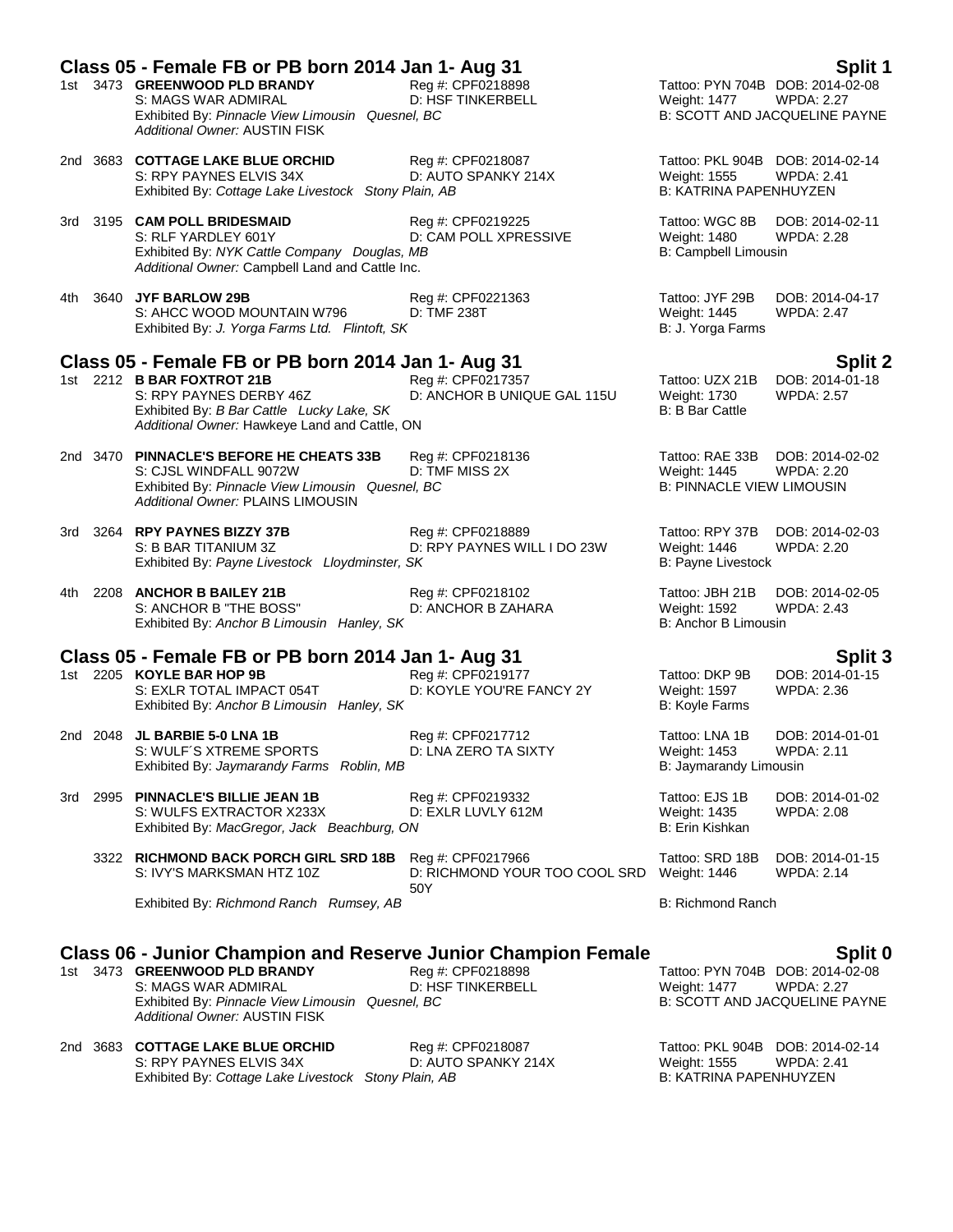## Class 05 - Female FB or PB born 2014 Jan 1- Aug 31 — Split 1

1st 3473 **GREENWOOD PLD BRANDY** Reg #: CPF0218898 Tattoo: PYN 704B DOB: 2014-02-08
S: MAGS WAR ADMIRAL D: HSF TINKERBELL Weight: 1477 WPDA: 2.27
Exhibited By: *Pinnacle View Limousin Quesnel, BC* B: SCOTT AND JACQUELINE PAYNE
*Additional Owner:* AUSTIN FISK

2nd 3683 **COTTAGE LAKE BLUE ORCHID** Reg #: CPF0218087 Tattoo: PKL 904B DOB: 2014-02-14
S: RPY PAYNES ELVIS 34X D: AUTO SPANKY 214X Weight: 1555 WPDA: 2.41
Exhibited By: *Cottage Lake Livestock Stony Plain, AB* B: KATRINA PAPENHUYZEN

3rd 3195 **CAM POLL BRIDESMAID** Reg #: CPF0219225 Tattoo: WGC 8B DOB: 2014-02-11
S: RLF YARDLEY 601Y D: CAM POLL XPRESSIVE Weight: 1480 WPDA: 2.28
Exhibited By: *NYK Cattle Company Douglas, MB* B: Campbell Limousin
*Additional Owner:* Campbell Land and Cattle Inc.

4th 3640 **JYF BARLOW 29B** Reg #: CPF0221363 Tattoo: JYF 29B DOB: 2014-04-17
S: AHCC WOOD MOUNTAIN W796 D: TMF 238T Weight: 1445 WPDA: 2.47
Exhibited By: *J. Yorga Farms Ltd. Flintoft, SK* B: J. Yorga Farms

## Class 05 - Female FB or PB born 2014 Jan 1- Aug 31 — Split 2

1st 2212 **B BAR FOXTROT 21B** Reg #: CPF0217357 Tattoo: UZX 21B DOB: 2014-01-18
S: RPY PAYNES DERBY 46Z D: ANCHOR B UNIQUE GAL 115U Weight: 1730 WPDA: 2.57
Exhibited By: *B Bar Cattle Lucky Lake, SK* B: B Bar Cattle
*Additional Owner:* Hawkeye Land and Cattle, ON

2nd 3470 **PINNACLE'S BEFORE HE CHEATS 33B** Reg #: CPF0218136 Tattoo: RAE 33B DOB: 2014-02-02
S: CJSL WINDFALL 9072W D: TMF MISS 2X Weight: 1445 WPDA: 2.20
Exhibited By: *Pinnacle View Limousin Quesnel, BC* B: PINNACLE VIEW LIMOUSIN
*Additional Owner:* PLAINS LIMOUSIN

3rd 3264 **RPY PAYNES BIZZY 37B** Reg #: CPF0218889 Tattoo: RPY 37B DOB: 2014-02-03
S: B BAR TITANIUM 3Z D: RPY PAYNES WILL I DO 23W Weight: 1446 WPDA: 2.20
Exhibited By: *Payne Livestock Lloydminster, SK* B: Payne Livestock

4th 2208 **ANCHOR B BAILEY 21B** Reg #: CPF0218102 Tattoo: JBH 21B DOB: 2014-02-05
S: ANCHOR B "THE BOSS" D: ANCHOR B ZAHARA Weight: 1592 WPDA: 2.43
Exhibited By: *Anchor B Limousin Hanley, SK* B: Anchor B Limousin

## Class 05 - Female FB or PB born 2014 Jan 1- Aug 31 — Split 3

1st 2205 **KOYLE BAR HOP 9B** Reg #: CPF0219177 Tattoo: DKP 9B DOB: 2014-01-15
S: EXLR TOTAL IMPACT 054T D: KOYLE YOU'RE FANCY 2Y Weight: 1597 WPDA: 2.36
Exhibited By: *Anchor B Limousin Hanley, SK* B: Koyle Farms

2nd 2048 **JL BARBIE 5-0 LNA 1B** Reg #: CPF0217712 Tattoo: LNA 1B DOB: 2014-01-01
S: WULF´S XTREME SPORTS D: LNA ZERO TA SIXTY Weight: 1453 WPDA: 2.11
Exhibited By: *Jaymarandy Farms Roblin, MB* B: Jaymarandy Limousin

3rd 2995 **PINNACLE'S BILLIE JEAN 1B** Reg #: CPF0219332 Tattoo: EJS 1B DOB: 2014-01-02
S: WULFS EXTRACTOR X233X D: EXLR LUVLY 612M Weight: 1435 WPDA: 2.08
Exhibited By: *MacGregor, Jack Beachburg, ON* B: Erin Kishkan

3322 **RICHMOND BACK PORCH GIRL SRD 18B** Reg #: CPF0217966 Tattoo: SRD 18B DOB: 2014-01-15
S: IVY'S MARKSMAN HTZ 10Z D: RICHMOND YOUR TOO COOL SRD 50Y Weight: 1446 WPDA: 2.14
Exhibited By: *Richmond Ranch Rumsey, AB* B: Richmond Ranch

## Class 06 - Junior Champion and Reserve Junior Champion Female — Split 0

1st 3473 **GREENWOOD PLD BRANDY** Reg #: CPF0218898 Tattoo: PYN 704B DOB: 2014-02-08
S: MAGS WAR ADMIRAL D: HSF TINKERBELL Weight: 1477 WPDA: 2.27
Exhibited By: *Pinnacle View Limousin Quesnel, BC* B: SCOTT AND JACQUELINE PAYNE
*Additional Owner:* AUSTIN FISK

2nd 3683 **COTTAGE LAKE BLUE ORCHID** Reg #: CPF0218087 Tattoo: PKL 904B DOB: 2014-02-14
S: RPY PAYNES ELVIS 34X D: AUTO SPANKY 214X Weight: 1555 WPDA: 2.41
Exhibited By: *Cottage Lake Livestock Stony Plain, AB* B: KATRINA PAPENHUYZEN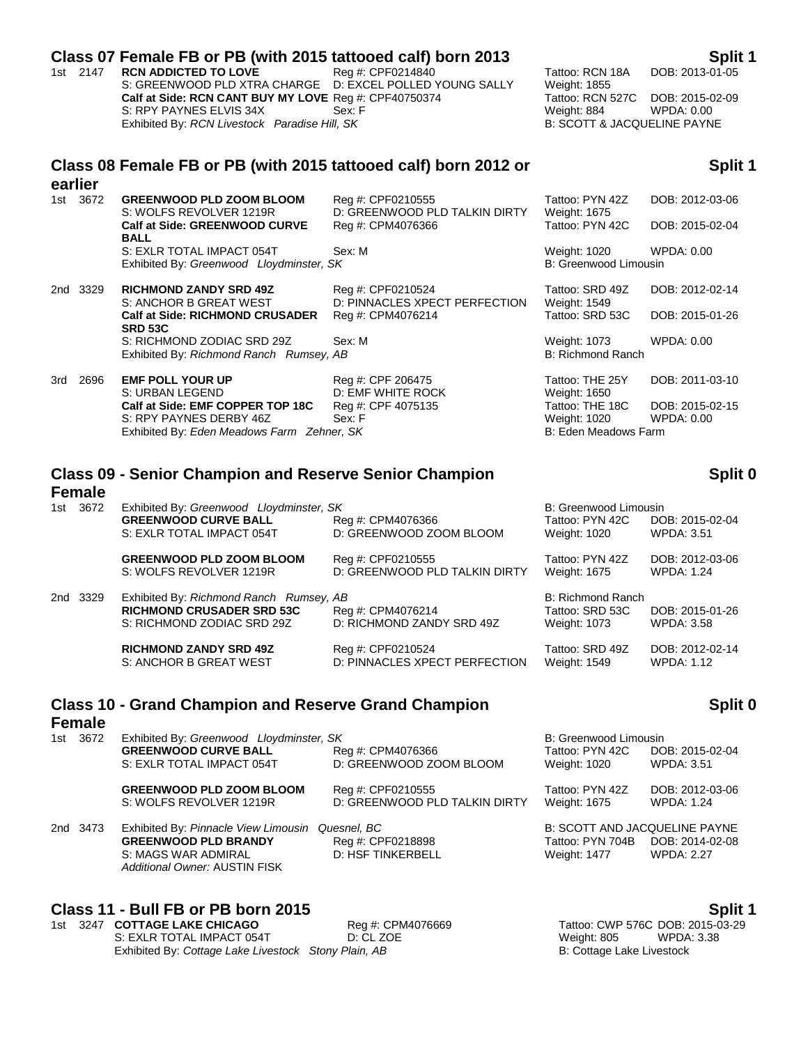## Class 07 Female FB or PB (with 2015 tattooed calf) born 2013 — Split 1

1st 2147 **RCN ADDICTED TO LOVE** Reg #: CPF0214840 Tattoo: RCN 18A DOB: 2013-01-05
S: GREENWOOD PLD XTRA CHARGE D: EXCEL POLLED YOUNG SALLY Weight: 1855
**Calf at Side: RCN CANT BUY MY LOVE** Reg #: CPF40750374 Tattoo: RCN 527C DOB: 2015-02-09
S: RPY PAYNES ELVIS 34X Sex: F Weight: 884 WPDA: 0.00
Exhibited By: *RCN Livestock Paradise Hill, SK* B: SCOTT & JACQUELINE PAYNE

## Class 08 Female FB or PB (with 2015 tattooed calf) born 2012 or earlier — Split 1

1st 3672 **GREENWOOD PLD ZOOM BLOOM** Reg #: CPF0210555 Tattoo: PYN 42Z DOB: 2012-03-06
S: WOLFS REVOLVER 1219R D: GREENWOOD PLD TALKIN DIRTY Weight: 1675
**Calf at Side: GREENWOOD CURVE BALL** Reg #: CPM4076366 Tattoo: PYN 42C DOB: 2015-02-04
S: EXLR TOTAL IMPACT 054T Sex: M Weight: 1020 WPDA: 0.00
Exhibited By: *Greenwood Lloydminster, SK* B: Greenwood Limousin

2nd 3329 **RICHMOND ZANDY SRD 49Z** Reg #: CPF0210524 Tattoo: SRD 49Z DOB: 2012-02-14
S: ANCHOR B GREAT WEST D: PINNACLES XPECT PERFECTION Weight: 1549
**Calf at Side: RICHMOND CRUSADER SRD 53C** Reg #: CPM4076214 Tattoo: SRD 53C DOB: 2015-01-26
S: RICHMOND ZODIAC SRD 29Z Sex: M Weight: 1073 WPDA: 0.00
Exhibited By: *Richmond Ranch Rumsey, AB* B: Richmond Ranch

3rd 2696 **EMF POLL YOUR UP** Reg #: CPF 206475 Tattoo: THE 25Y DOB: 2011-03-10
S: URBAN LEGEND D: EMF WHITE ROCK Weight: 1650
**Calf at Side: EMF COPPER TOP 18C** Reg #: CPF 4075135 Tattoo: THE 18C DOB: 2015-02-15
S: RPY PAYNES DERBY 46Z Sex: F Weight: 1020 WPDA: 0.00
Exhibited By: *Eden Meadows Farm Zehner, SK* B: Eden Meadows Farm

## Class 09 - Senior Champion and Reserve Senior Champion Female — Split 0

1st 3672 Exhibited By: *Greenwood Lloydminster, SK* B: Greenwood Limousin
**GREENWOOD CURVE BALL** Reg #: CPM4076366 Tattoo: PYN 42C DOB: 2015-02-04
S: EXLR TOTAL IMPACT 054T D: GREENWOOD ZOOM BLOOM Weight: 1020 WPDA: 3.51

**GREENWOOD PLD ZOOM BLOOM** Reg #: CPF0210555 Tattoo: PYN 42Z DOB: 2012-03-06
S: WOLFS REVOLVER 1219R D: GREENWOOD PLD TALKIN DIRTY Weight: 1675 WPDA: 1.24

2nd 3329 Exhibited By: *Richmond Ranch Rumsey, AB* B: Richmond Ranch
**RICHMOND CRUSADER SRD 53C** Reg #: CPM4076214 Tattoo: SRD 53C DOB: 2015-01-26
S: RICHMOND ZODIAC SRD 29Z D: RICHMOND ZANDY SRD 49Z Weight: 1073 WPDA: 3.58

**RICHMOND ZANDY SRD 49Z** Reg #: CPF0210524 Tattoo: SRD 49Z DOB: 2012-02-14
S: ANCHOR B GREAT WEST D: PINNACLES XPECT PERFECTION Weight: 1549 WPDA: 1.12

## Class 10 - Grand Champion and Reserve Grand Champion Female — Split 0

1st 3672 Exhibited By: *Greenwood Lloydminster, SK* B: Greenwood Limousin
**GREENWOOD CURVE BALL** Reg #: CPM4076366 Tattoo: PYN 42C DOB: 2015-02-04
S: EXLR TOTAL IMPACT 054T D: GREENWOOD ZOOM BLOOM Weight: 1020 WPDA: 3.51

**GREENWOOD PLD ZOOM BLOOM** Reg #: CPF0210555 Tattoo: PYN 42Z DOB: 2012-03-06
S: WOLFS REVOLVER 1219R D: GREENWOOD PLD TALKIN DIRTY Weight: 1675 WPDA: 1.24

2nd 3473 Exhibited By: *Pinnacle View Limousin Quesnel, BC* B: SCOTT AND JACQUELINE PAYNE
**GREENWOOD PLD BRANDY** Reg #: CPF0218898 Tattoo: PYN 704B DOB: 2014-02-08
S: MAGS WAR ADMIRAL D: HSF TINKERBELL Weight: 1477 WPDA: 2.27
*Additional Owner:* AUSTIN FISK

## Class 11 - Bull FB or PB born 2015 — Split 1

1st 3247 **COTTAGE LAKE CHICAGO** Reg #: CPM4076669 Tattoo: CWP 576C DOB: 2015-03-29
S: EXLR TOTAL IMPACT 054T D: CL ZOE Weight: 805 WPDA: 3.38
Exhibited By: *Cottage Lake Livestock Stony Plain, AB* B: Cottage Lake Livestock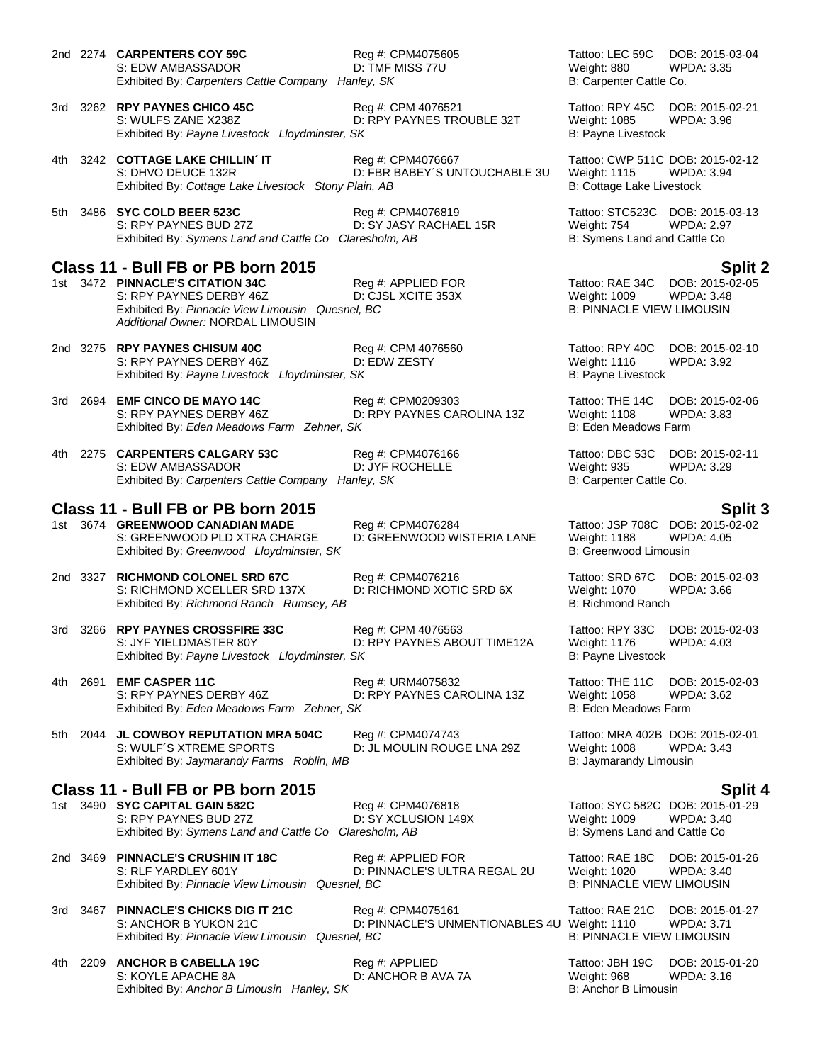2nd 2274 **CARPENTERS COY 59C** Reg #: CPM4075605 Tattoo: LEC 59C DOB: 2015-03-04
S: EDW AMBASSADOR D: TMF MISS 77U Weight: 880 WPDA: 3.35
Exhibited By: *Carpenters Cattle Company Hanley, SK* B: Carpenter Cattle Co.

3rd 3262 **RPY PAYNES CHICO 45C** Reg #: CPM 4076521 Tattoo: RPY 45C DOB: 2015-02-21
S: WULFS ZANE X238Z D: RPY PAYNES TROUBLE 32T Weight: 1085 WPDA: 3.96
Exhibited By: *Payne Livestock Lloydminster, SK* B: Payne Livestock

4th 3242 **COTTAGE LAKE CHILLIN´ IT** Reg #: CPM4076667 Tattoo: CWP 511C DOB: 2015-02-12
S: DHVO DEUCE 132R D: FBR BABEY´S UNTOUCHABLE 3U Weight: 1115 WPDA: 3.94
Exhibited By: *Cottage Lake Livestock Stony Plain, AB* B: Cottage Lake Livestock

5th 3486 **SYC COLD BEER 523C** Reg #: CPM4076819 Tattoo: STC523C DOB: 2015-03-13
S: RPY PAYNES BUD 27Z D: SY JASY RACHAEL 15R Weight: 754 WPDA: 2.97
Exhibited By: *Symens Land and Cattle Co Claresholm, AB* B: Symens Land and Cattle Co

## Class 11 - Bull FB or PB born 2015 — Split 2

1st 3472 **PINNACLE'S CITATION 34C** Reg #: APPLIED FOR Tattoo: RAE 34C DOB: 2015-02-05
S: RPY PAYNES DERBY 46Z D: CJSL XCITE 353X Weight: 1009 WPDA: 3.48
Exhibited By: *Pinnacle View Limousin Quesnel, BC* B: PINNACLE VIEW LIMOUSIN
*Additional Owner:* NORDAL LIMOUSIN

2nd 3275 **RPY PAYNES CHISUM 40C** Reg #: CPM 4076560 Tattoo: RPY 40C DOB: 2015-02-10
S: RPY PAYNES DERBY 46Z D: EDW ZESTY Weight: 1116 WPDA: 3.92
Exhibited By: *Payne Livestock Lloydminster, SK* B: Payne Livestock

3rd 2694 **EMF CINCO DE MAYO 14C** Reg #: CPM0209303 Tattoo: THE 14C DOB: 2015-02-06
S: RPY PAYNES DERBY 46Z D: RPY PAYNES CAROLINA 13Z Weight: 1108 WPDA: 3.83
Exhibited By: *Eden Meadows Farm Zehner, SK* B: Eden Meadows Farm

4th 2275 **CARPENTERS CALGARY 53C** Reg #: CPM4076166 Tattoo: DBC 53C DOB: 2015-02-11
S: EDW AMBASSADOR D: JYF ROCHELLE Weight: 935 WPDA: 3.29
Exhibited By: *Carpenters Cattle Company Hanley, SK* B: Carpenter Cattle Co.

## Class 11 - Bull FB or PB born 2015 — Split 3

1st 3674 **GREENWOOD CANADIAN MADE** Reg #: CPM4076284 Tattoo: JSP 708C DOB: 2015-02-02
S: GREENWOOD PLD XTRA CHARGE D: GREENWOOD WISTERIA LANE Weight: 1188 WPDA: 4.05
Exhibited By: *Greenwood Lloydminster, SK* B: Greenwood Limousin

2nd 3327 **RICHMOND COLONEL SRD 67C** Reg #: CPM4076216 Tattoo: SRD 67C DOB: 2015-02-03
S: RICHMOND XCELLER SRD 137X D: RICHMOND XOTIC SRD 6X Weight: 1070 WPDA: 3.66
Exhibited By: *Richmond Ranch Rumsey, AB* B: Richmond Ranch

3rd 3266 **RPY PAYNES CROSSFIRE 33C** Reg #: CPM 4076563 Tattoo: RPY 33C DOB: 2015-02-03
S: JYF YIELDMASTER 80Y D: RPY PAYNES ABOUT TIME12A Weight: 1176 WPDA: 4.03
Exhibited By: *Payne Livestock Lloydminster, SK* B: Payne Livestock

4th 2691 **EMF CASPER 11C** Reg #: URM4075832 Tattoo: THE 11C DOB: 2015-02-03
S: RPY PAYNES DERBY 46Z D: RPY PAYNES CAROLINA 13Z Weight: 1058 WPDA: 3.62
Exhibited By: *Eden Meadows Farm Zehner, SK* B: Eden Meadows Farm

5th 2044 **JL COWBOY REPUTATION MRA 504C** Reg #: CPM4074743 Tattoo: MRA 402B DOB: 2015-02-01
S: WULF´S XTREME SPORTS D: JL MOULIN ROUGE LNA 29Z Weight: 1008 WPDA: 3.43
Exhibited By: *Jaymarandy Farms Roblin, MB* B: Jaymarandy Limousin

## Class 11 - Bull FB or PB born 2015 — Split 4

1st 3490 **SYC CAPITAL GAIN 582C** Reg #: CPM4076818 Tattoo: SYC 582C DOB: 2015-01-29
S: RPY PAYNES BUD 27Z D: SY XCLUSION 149X Weight: 1009 WPDA: 3.40
Exhibited By: *Symens Land and Cattle Co Claresholm, AB* B: Symens Land and Cattle Co

2nd 3469 **PINNACLE'S CRUSHIN IT 18C** Reg #: APPLIED FOR Tattoo: RAE 18C DOB: 2015-01-26
S: RLF YARDLEY 601Y D: PINNACLE'S ULTRA REGAL 2U Weight: 1020 WPDA: 3.40
Exhibited By: *Pinnacle View Limousin Quesnel, BC* B: PINNACLE VIEW LIMOUSIN

3rd 3467 **PINNACLE'S CHICKS DIG IT 21C** Reg #: CPM4075161 Tattoo: RAE 21C DOB: 2015-01-27
S: ANCHOR B YUKON 21C D: PINNACLE'S UNMENTIONABLES 4U Weight: 1110 WPDA: 3.71
Exhibited By: *Pinnacle View Limousin Quesnel, BC* B: PINNACLE VIEW LIMOUSIN

4th 2209 **ANCHOR B CABELLA 19C** Reg #: APPLIED Tattoo: JBH 19C DOB: 2015-01-20
S: KOYLE APACHE 8A D: ANCHOR B AVA 7A Weight: 968 WPDA: 3.16
Exhibited By: *Anchor B Limousin Hanley, SK* B: Anchor B Limousin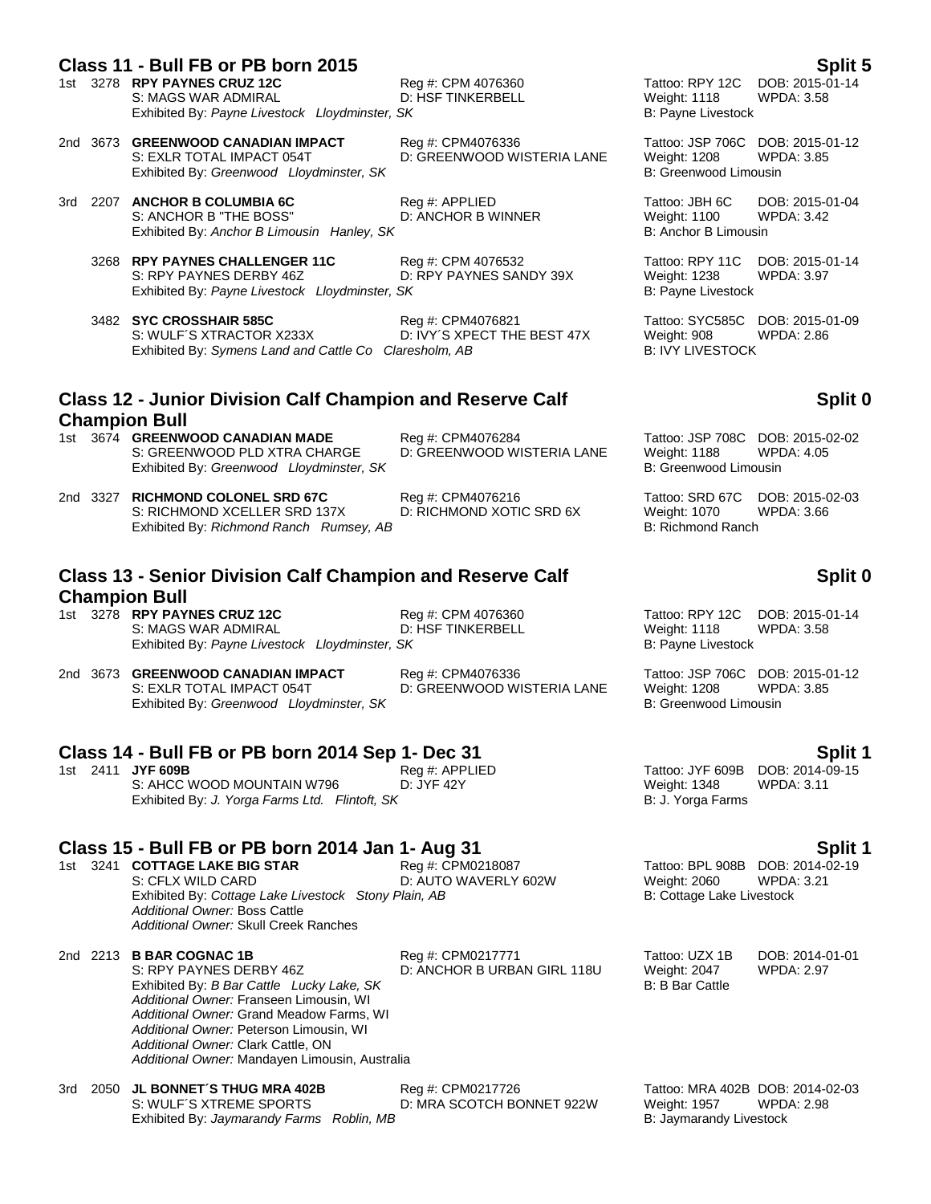## Class 11 - Bull FB or PB born 2015 — Split 5

1st 3278 **RPY PAYNES CRUZ 12C** — Reg #: CPM 4076360 — Tattoo: RPY 12C — DOB: 2015-01-14
S: MAGS WAR ADMIRAL — D: HSF TINKERBELL — Weight: 1118 — WPDA: 3.58
Exhibited By: *Payne Livestock Lloydminster, SK* — B: Payne Livestock

2nd 3673 **GREENWOOD CANADIAN IMPACT** — Reg #: CPM4076336 — Tattoo: JSP 706C — DOB: 2015-01-12
S: EXLR TOTAL IMPACT 054T — D: GREENWOOD WISTERIA LANE — Weight: 1208 — WPDA: 3.85
Exhibited By: *Greenwood Lloydminster, SK* — B: Greenwood Limousin

3rd 2207 **ANCHOR B COLUMBIA 6C** — Reg #: APPLIED — Tattoo: JBH 6C — DOB: 2015-01-04
S: ANCHOR B "THE BOSS" — D: ANCHOR B WINNER — Weight: 1100 — WPDA: 3.42
Exhibited By: *Anchor B Limousin Hanley, SK* — B: Anchor B Limousin

3268 **RPY PAYNES CHALLENGER 11C** — Reg #: CPM 4076532 — Tattoo: RPY 11C — DOB: 2015-01-14
S: RPY PAYNES DERBY 46Z — D: RPY PAYNES SANDY 39X — Weight: 1238 — WPDA: 3.97
Exhibited By: *Payne Livestock Lloydminster, SK* — B: Payne Livestock

3482 **SYC CROSSHAIR 585C** — Reg #: CPM4076821 — Tattoo: SYC585C — DOB: 2015-01-09
S: WULF´S XTRACTOR X233X — D: IVY´S XPECT THE BEST 47X — Weight: 908 — WPDA: 2.86
Exhibited By: *Symens Land and Cattle Co Claresholm, AB* — B: IVY LIVESTOCK

## Class 12 - Junior Division Calf Champion and Reserve Calf Champion Bull — Split 0

1st 3674 **GREENWOOD CANADIAN MADE** — Reg #: CPM4076284 — Tattoo: JSP 708C — DOB: 2015-02-02
S: GREENWOOD PLD XTRA CHARGE — D: GREENWOOD WISTERIA LANE — Weight: 1188 — WPDA: 4.05
Exhibited By: *Greenwood Lloydminster, SK* — B: Greenwood Limousin

2nd 3327 **RICHMOND COLONEL SRD 67C** — Reg #: CPM4076216 — Tattoo: SRD 67C — DOB: 2015-02-03
S: RICHMOND XCELLER SRD 137X — D: RICHMOND XOTIC SRD 6X — Weight: 1070 — WPDA: 3.66
Exhibited By: *Richmond Ranch Rumsey, AB* — B: Richmond Ranch

## Class 13 - Senior Division Calf Champion and Reserve Calf Champion Bull — Split 0

1st 3278 **RPY PAYNES CRUZ 12C** — Reg #: CPM 4076360 — Tattoo: RPY 12C — DOB: 2015-01-14
S: MAGS WAR ADMIRAL — D: HSF TINKERBELL — Weight: 1118 — WPDA: 3.58
Exhibited By: *Payne Livestock Lloydminster, SK* — B: Payne Livestock

2nd 3673 **GREENWOOD CANADIAN IMPACT** — Reg #: CPM4076336 — Tattoo: JSP 706C — DOB: 2015-01-12
S: EXLR TOTAL IMPACT 054T — D: GREENWOOD WISTERIA LANE — Weight: 1208 — WPDA: 3.85
Exhibited By: *Greenwood Lloydminster, SK* — B: Greenwood Limousin

## Class 14 - Bull FB or PB born 2014 Sep 1- Dec 31 — Split 1

1st 2411 **JYF 609B** — Reg #: APPLIED — Tattoo: JYF 609B — DOB: 2014-09-15
S: AHCC WOOD MOUNTAIN W796 — D: JYF 42Y — Weight: 1348 — WPDA: 3.11
Exhibited By: *J. Yorga Farms Ltd. Flintoft, SK* — B: J. Yorga Farms

## Class 15 - Bull FB or PB born 2014 Jan 1- Aug 31 — Split 1

1st 3241 **COTTAGE LAKE BIG STAR** — Reg #: CPM0218087 — Tattoo: BPL 908B — DOB: 2014-02-19
S: CFLX WILD CARD — D: AUTO WAVERLY 602W — Weight: 2060 — WPDA: 3.21
Exhibited By: *Cottage Lake Livestock Stony Plain, AB* — B: Cottage Lake Livestock
*Additional Owner:* Boss Cattle
*Additional Owner:* Skull Creek Ranches

2nd 2213 **B BAR COGNAC 1B** — Reg #: CPM0217771 — Tattoo: UZX 1B — DOB: 2014-01-01
S: RPY PAYNES DERBY 46Z — D: ANCHOR B URBAN GIRL 118U — Weight: 2047 — WPDA: 2.97
Exhibited By: *B Bar Cattle Lucky Lake, SK* — B: B Bar Cattle
*Additional Owner:* Franseen Limousin, WI
*Additional Owner:* Grand Meadow Farms, WI
*Additional Owner:* Peterson Limousin, WI
*Additional Owner:* Clark Cattle, ON
*Additional Owner:* Mandayen Limousin, Australia

3rd 2050 **JL BONNET´S THUG MRA 402B** — Reg #: CPM0217726 — Tattoo: MRA 402B — DOB: 2014-02-03
S: WULF´S XTREME SPORTS — D: MRA SCOTCH BONNET 922W — Weight: 1957 — WPDA: 2.98
Exhibited By: *Jaymarandy Farms Roblin, MB* — B: Jaymarandy Livestock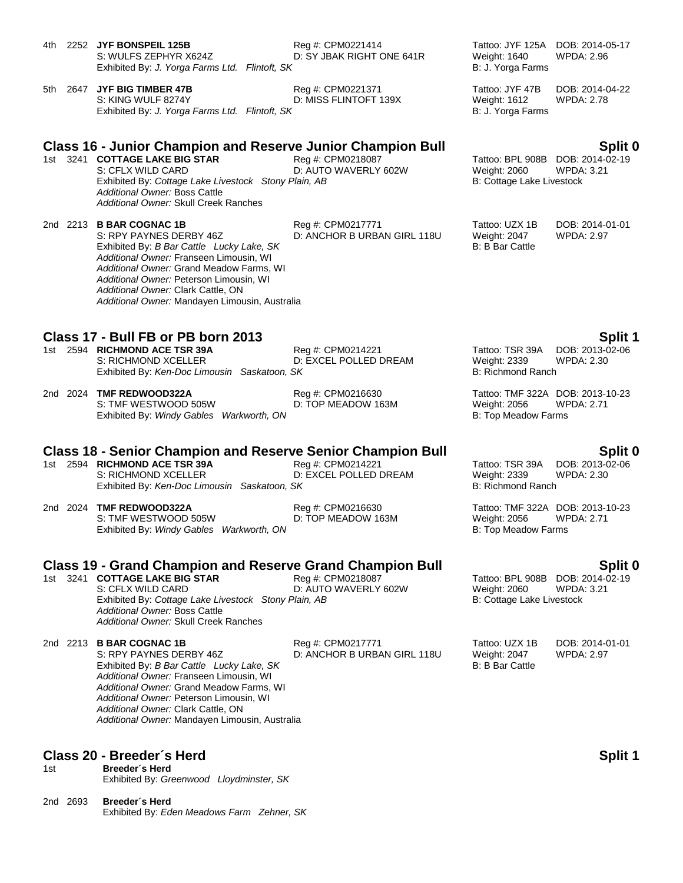4th 2252 **JYF BONSPEIL 125B** Reg #: CPM0221414 Tattoo: JYF 125A DOB: 2014-05-17
S: WULFS ZEPHYR X624Z D: SY JBAK RIGHT ONE 641R Weight: 1640 WPDA: 2.96
Exhibited By: *J. Yorga Farms Ltd. Flintoft, SK* B: J. Yorga Farms

5th 2647 **JYF BIG TIMBER 47B** Reg #: CPM0221371 Tattoo: JYF 47B DOB: 2014-04-22
S: KING WULF 8274Y D: MISS FLINTOFT 139X Weight: 1612 WPDA: 2.78
Exhibited By: *J. Yorga Farms Ltd. Flintoft, SK* B: J. Yorga Farms

## Class 16 - Junior Champion and Reserve Junior Champion Bull — Split 0

1st 3241 **COTTAGE LAKE BIG STAR** Reg #: CPM0218087 Tattoo: BPL 908B DOB: 2014-02-19
S: CFLX WILD CARD D: AUTO WAVERLY 602W Weight: 2060 WPDA: 3.21
Exhibited By: *Cottage Lake Livestock Stony Plain, AB* B: Cottage Lake Livestock
*Additional Owner:* Boss Cattle
*Additional Owner:* Skull Creek Ranches

2nd 2213 **B BAR COGNAC 1B** Reg #: CPM0217771 Tattoo: UZX 1B DOB: 2014-01-01
S: RPY PAYNES DERBY 46Z D: ANCHOR B URBAN GIRL 118U Weight: 2047 WPDA: 2.97
Exhibited By: *B Bar Cattle Lucky Lake, SK* B: B Bar Cattle
*Additional Owner:* Franseen Limousin, WI
*Additional Owner:* Grand Meadow Farms, WI
*Additional Owner:* Peterson Limousin, WI
*Additional Owner:* Clark Cattle, ON
*Additional Owner:* Mandayen Limousin, Australia

## Class 17 - Bull FB or PB born 2013 — Split 1

1st 2594 **RICHMOND ACE TSR 39A** Reg #: CPM0214221 Tattoo: TSR 39A DOB: 2013-02-06
S: RICHMOND XCELLER D: EXCEL POLLED DREAM Weight: 2339 WPDA: 2.30
Exhibited By: *Ken-Doc Limousin Saskatoon, SK* B: Richmond Ranch

2nd 2024 **TMF REDWOOD322A** Reg #: CPM0216630 Tattoo: TMF 322A DOB: 2013-10-23
S: TMF WESTWOOD 505W D: TOP MEADOW 163M Weight: 2056 WPDA: 2.71
Exhibited By: *Windy Gables Warkworth, ON* B: Top Meadow Farms

## Class 18 - Senior Champion and Reserve Senior Champion Bull — Split 0

1st 2594 **RICHMOND ACE TSR 39A** Reg #: CPM0214221 Tattoo: TSR 39A DOB: 2013-02-06
S: RICHMOND XCELLER D: EXCEL POLLED DREAM Weight: 2339 WPDA: 2.30
Exhibited By: *Ken-Doc Limousin Saskatoon, SK* B: Richmond Ranch

2nd 2024 **TMF REDWOOD322A** Reg #: CPM0216630 Tattoo: TMF 322A DOB: 2013-10-23
S: TMF WESTWOOD 505W D: TOP MEADOW 163M Weight: 2056 WPDA: 2.71
Exhibited By: *Windy Gables Warkworth, ON* B: Top Meadow Farms

## Class 19 - Grand Champion and Reserve Grand Champion Bull — Split 0

1st 3241 **COTTAGE LAKE BIG STAR** Reg #: CPM0218087 Tattoo: BPL 908B DOB: 2014-02-19
S: CFLX WILD CARD D: AUTO WAVERLY 602W Weight: 2060 WPDA: 3.21
Exhibited By: *Cottage Lake Livestock Stony Plain, AB* B: Cottage Lake Livestock
*Additional Owner:* Boss Cattle
*Additional Owner:* Skull Creek Ranches

2nd 2213 **B BAR COGNAC 1B** Reg #: CPM0217771 Tattoo: UZX 1B DOB: 2014-01-01
S: RPY PAYNES DERBY 46Z D: ANCHOR B URBAN GIRL 118U Weight: 2047 WPDA: 2.97
Exhibited By: *B Bar Cattle Lucky Lake, SK* B: B Bar Cattle
*Additional Owner:* Franseen Limousin, WI
*Additional Owner:* Grand Meadow Farms, WI
*Additional Owner:* Peterson Limousin, WI
*Additional Owner:* Clark Cattle, ON
*Additional Owner:* Mandayen Limousin, Australia

## Class 20 - Breeder´s Herd — Split 1

1st **Breeder´s Herd**
Exhibited By: *Greenwood Lloydminster, SK*

2nd 2693 **Breeder´s Herd**
Exhibited By: *Eden Meadows Farm Zehner, SK*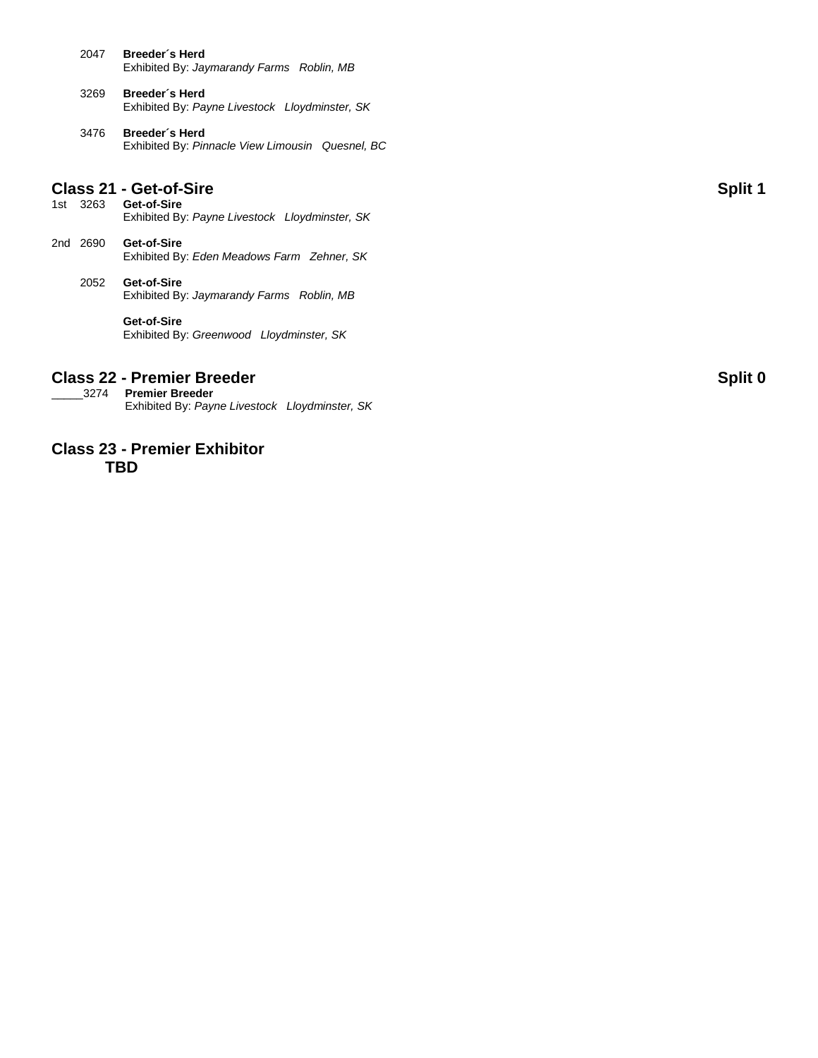2047 **Breeder´s Herd**
Exhibited By: *Jaymarandy Farms Roblin, MB*

3269 **Breeder´s Herd**
Exhibited By: *Payne Livestock Lloydminster, SK*

3476 **Breeder´s Herd**
Exhibited By: *Pinnacle View Limousin Quesnel, BC*

## Class 21 - Get-of-Sire Split 1

1st 3263 **Get-of-Sire**
Exhibited By: *Payne Livestock Lloydminster, SK*

2nd 2690 **Get-of-Sire**
Exhibited By: *Eden Meadows Farm Zehner, SK*

2052 **Get-of-Sire**
Exhibited By: *Jaymarandy Farms Roblin, MB*

**Get-of-Sire**
Exhibited By: *Greenwood Lloydminster, SK*

## Class 22 - Premier Breeder Split 0

_____3274 **Premier Breeder**
Exhibited By: *Payne Livestock Lloydminster, SK*

## Class 23 - Premier Exhibitor

**TBD**